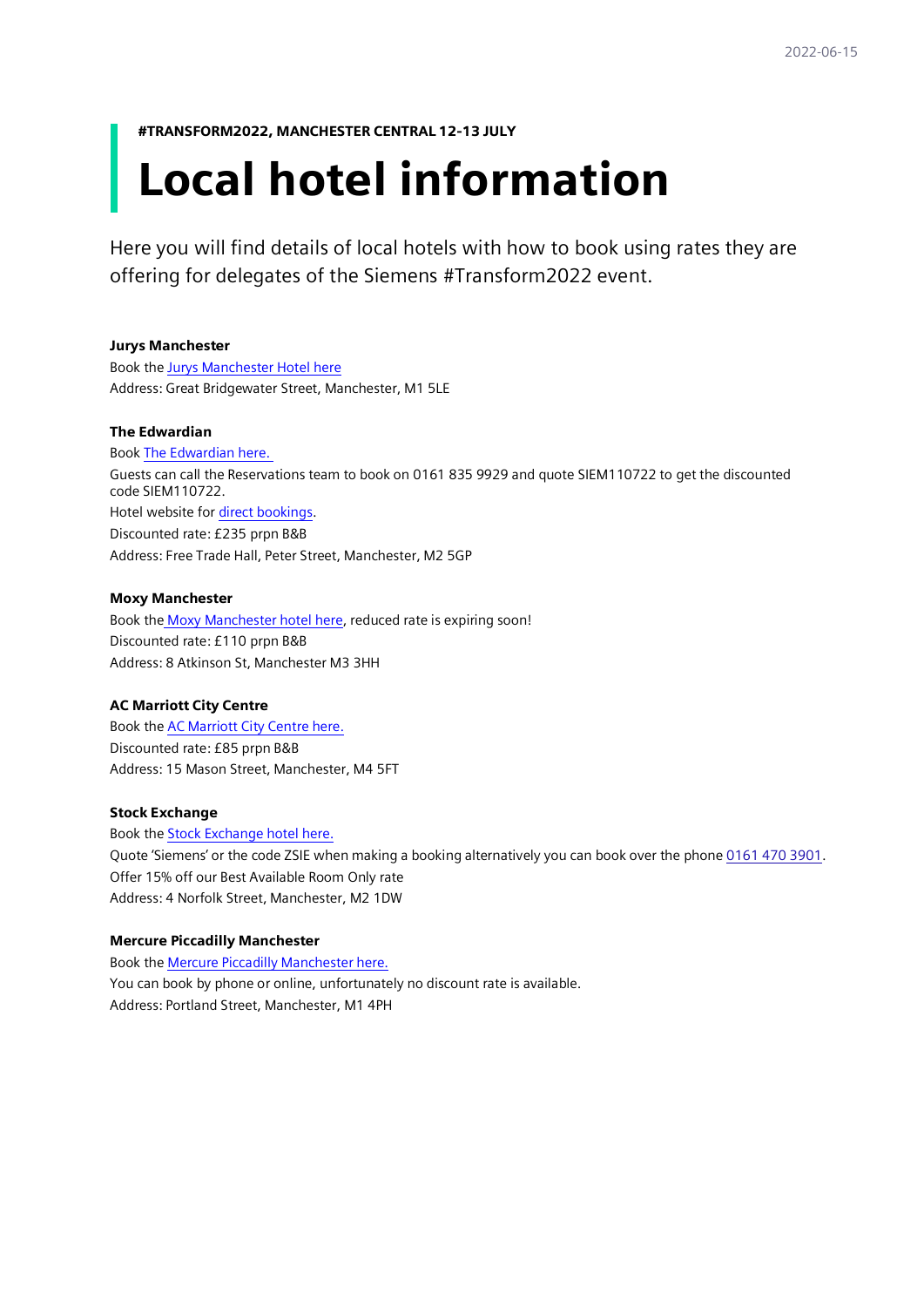2022-06-15

**#TRANSFORM2022, MANCHESTER CENTRAL 12-13 JULY**

# Local hotel information

Here you will find details of local hotels with how to book using rates they are offering for delegates of the Siemens #Transform2022 event.

**Jurys Manchester**

Book the Jurys Manchester Hotel here

Address: Great Bridgewater Street, Manchester, M1 5LE

**The Edwardian**

Book The Edwardian here.

Guests can call the Reservations team to book on 0161 835 9929 and quote SIEM110722 to get the discounted code SIEM110722.

Hotel website for direct bookings.

Discounted rate: £235 prpn B&B

Address: Free Trade Hall, Peter Street, Manchester, M2 5GP

**Moxy Manchester**

Book the Moxy Manchester hotel here, reduced rate is expiring soon!

Discounted rate: £110 prpn B&B

Address: 8 Atkinson St, Manchester M3 3HH

**AC Marriott City Centre**

Book the AC Marriott City Centre here.

Discounted rate: £85 prpn B&B

Address: 15 Mason Street, Manchester, M4 5FT

**Stock Exchange**

Book the Stock Exchange hotel here.

Quote 'Siemens' or the code ZSIE when making a booking alternatively you can book over the phone 0161 470 3901.

Offer 15% off our Best Available Room Only rate

Address: 4 Norfolk Street, Manchester, M2 1DW

**Mercure Piccadilly Manchester**

Book the Mercure Piccadilly Manchester here.

You can book by phone or online, unfortunately no discount rate is available.

Address: Portland Street, Manchester, M1 4PH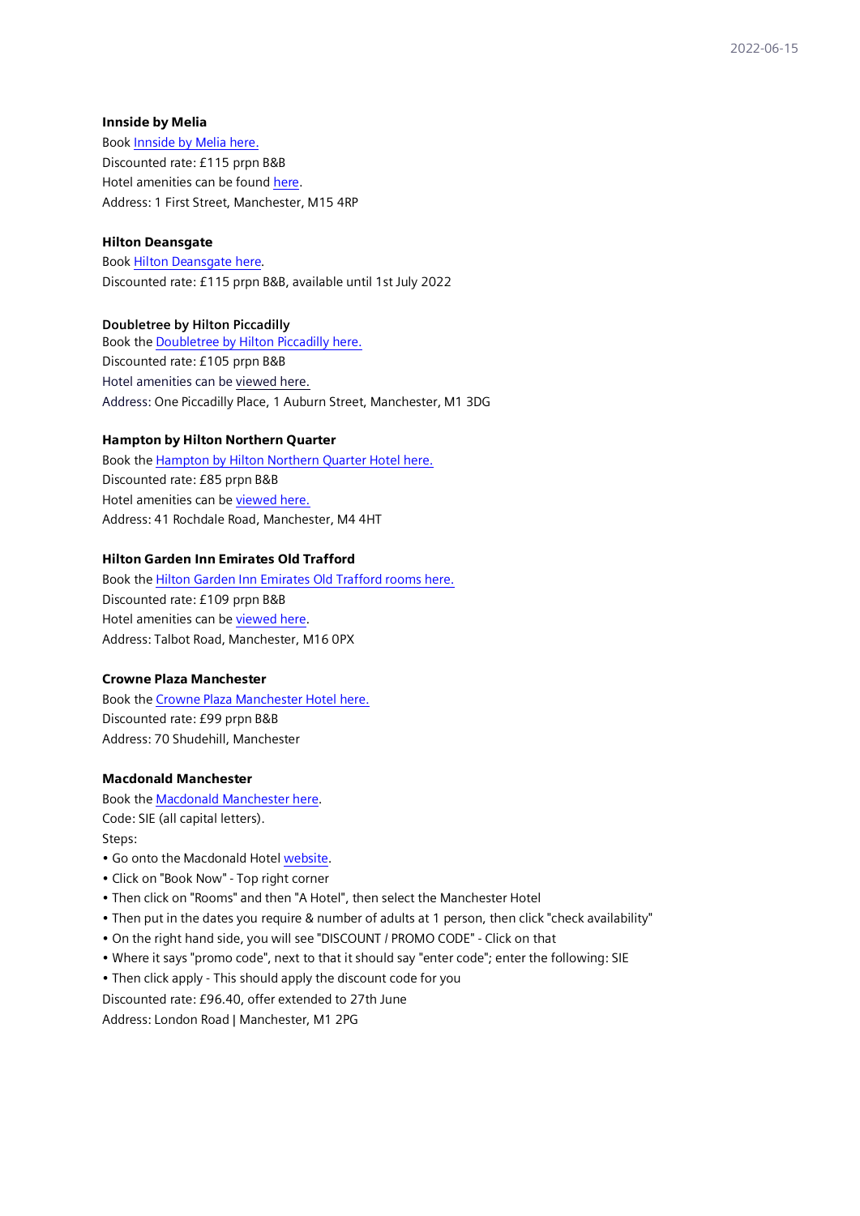**Innside by Melia**
Book Innside by Melia here.
Discounted rate: £115 prpn B&B
Hotel amenities can be found here.
Address: 1 First Street, Manchester, M15 4RP

**Hilton Deansgate**
Book Hilton Deansgate here.
Discounted rate: £115 prpn B&B, available until 1st July 2022

**Doubletree by Hilton Piccadilly**
Book the Doubletree by Hilton Piccadilly here.
Discounted rate: £105 prpn B&B
Hotel amenities can be viewed here.
Address: One Piccadilly Place, 1 Auburn Street, Manchester, M1 3DG

**Hampton by Hilton Northern Quarter**
Book the Hampton by Hilton Northern Quarter Hotel here.
Discounted rate: £85 prpn B&B
Hotel amenities can be viewed here.
Address: 41 Rochdale Road, Manchester, M4 4HT

**Hilton Garden Inn Emirates Old Trafford**
Book the Hilton Garden Inn Emirates Old Trafford rooms here.
Discounted rate: £109 prpn B&B
Hotel amenities can be viewed here.
Address: Talbot Road, Manchester, M16 0PX

**Crowne Plaza Manchester**
Book the Crowne Plaza Manchester Hotel here.
Discounted rate: £99 prpn B&B
Address: 70 Shudehill, Manchester

**Macdonald Manchester**
Book the Macdonald Manchester here.
Code: SIE (all capital letters).
Steps:

- Go onto the Macdonald Hotel website.
- Click on "Book Now" - Top right corner
- Then click on "Rooms" and then "A Hotel", then select the Manchester Hotel
- Then put in the dates you require & number of adults at 1 person, then click "check availability"
- On the right hand side, you will see "DISCOUNT / PROMO CODE" - Click on that
- Where it says "promo code", next to that it should say "enter code"; enter the following: SIE
- Then click apply - This should apply the discount code for you

Discounted rate: £96.40, offer extended to 27th June
Address: London Road | Manchester, M1 2PG